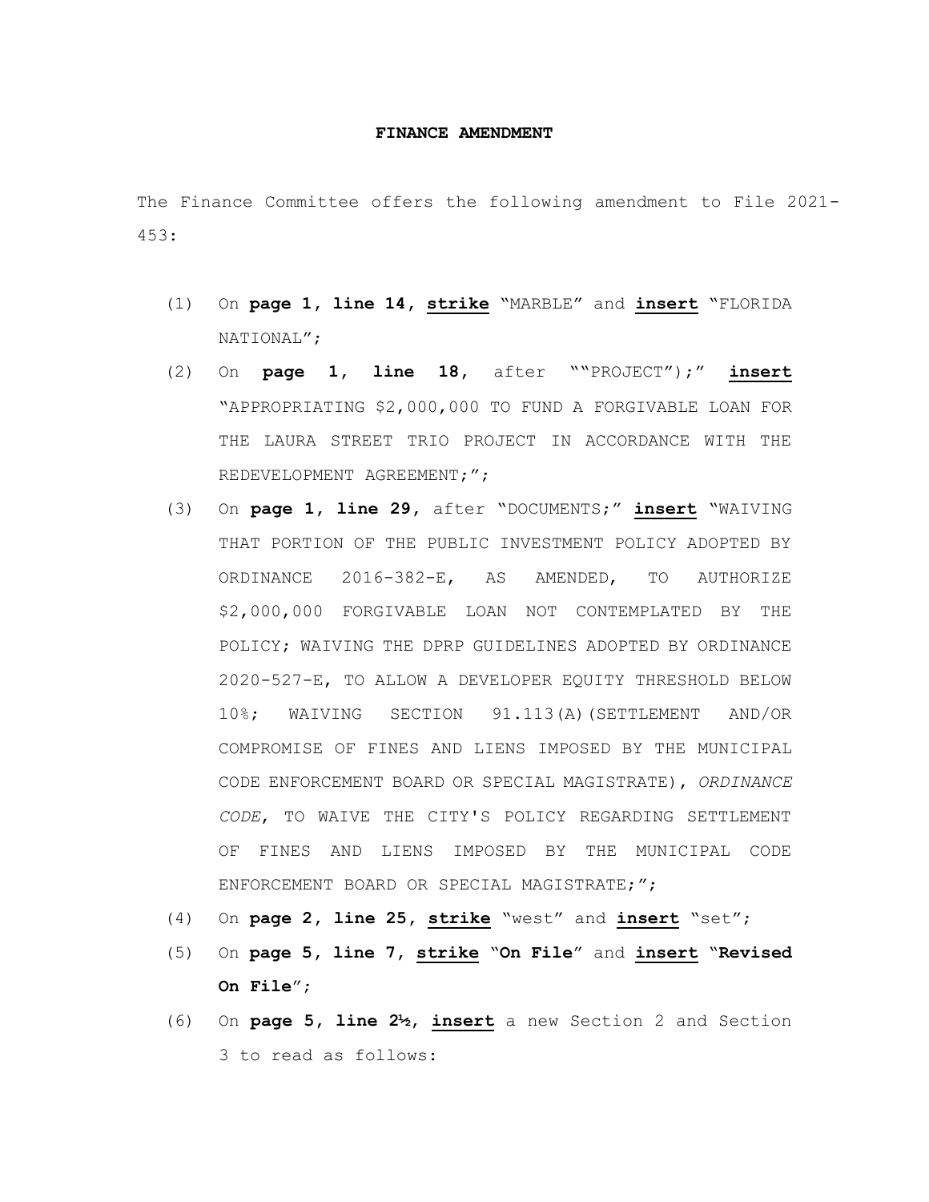**FINANCE AMENDMENT**

The Finance Committee offers the following amendment to File 2021-453:

(1) On **page 1, line 14, <u>strike</u>** "MARBLE" and **<u>insert</u>** "FLORIDA NATIONAL";

(2) On **page 1, line 18,** after ""PROJECT");" **<u>insert</u>** "APPROPRIATING $2,000,000 TO FUND A FORGIVABLE LOAN FOR THE LAURA STREET TRIO PROJECT IN ACCORDANCE WITH THE REDEVELOPMENT AGREEMENT;";

(3) On **page 1, line 29,** after "DOCUMENTS;" **<u>insert</u>** "WAIVING THAT PORTION OF THE PUBLIC INVESTMENT POLICY ADOPTED BY ORDINANCE 2016-382-E, AS AMENDED, TO AUTHORIZE $2,000,000 FORGIVABLE LOAN NOT CONTEMPLATED BY THE POLICY; WAIVING THE DPRP GUIDELINES ADOPTED BY ORDINANCE 2020-527-E, TO ALLOW A DEVELOPER EQUITY THRESHOLD BELOW 10%; WAIVING SECTION 91.113(A)(SETTLEMENT AND/OR COMPROMISE OF FINES AND LIENS IMPOSED BY THE MUNICIPAL CODE ENFORCEMENT BOARD OR SPECIAL MAGISTRATE), *ORDINANCE CODE*, TO WAIVE THE CITY'S POLICY REGARDING SETTLEMENT OF FINES AND LIENS IMPOSED BY THE MUNICIPAL CODE ENFORCEMENT BOARD OR SPECIAL MAGISTRATE;";

(4) On **page 2, line 25, <u>strike</u>** "west" and **<u>insert</u>** "set";

(5) On **page 5, line 7, <u>strike</u>** "**On File**" and **<u>insert</u>** "**Revised On File**";

(6) On **page 5, line 2½, <u>insert</u>** a new Section 2 and Section 3 to read as follows: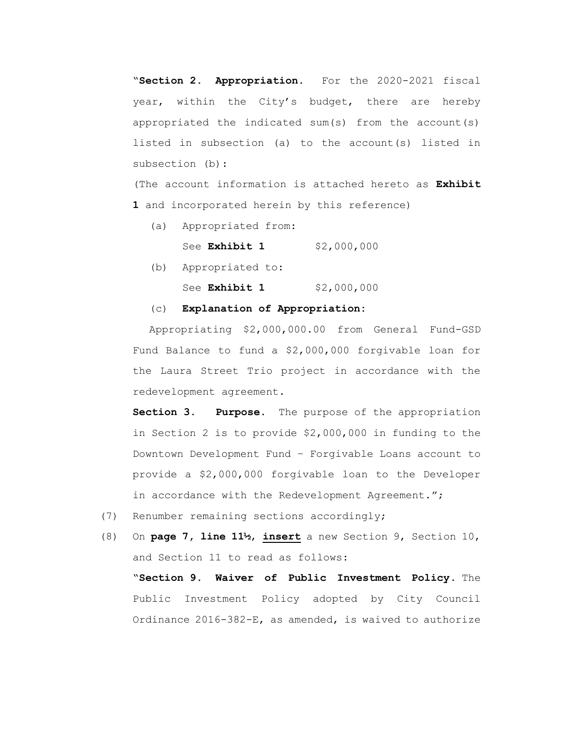"**Section 2. Appropriation.** For the 2020-2021 fiscal year, within the City's budget, there are hereby appropriated the indicated sum(s) from the account(s) listed in subsection (a) to the account(s) listed in subsection (b):

(The account information is attached hereto as **Exhibit 1** and incorporated herein by this reference)

(a) Appropriated from:

See **Exhibit 1** $2,000,000

(b) Appropriated to:

See **Exhibit 1** $2,000,000

(c) **Explanation of Appropriation:**

Appropriating $2,000,000.00 from General Fund-GSD Fund Balance to fund a $2,000,000 forgivable loan for the Laura Street Trio project in accordance with the redevelopment agreement.

**Section 3. Purpose.** The purpose of the appropriation in Section 2 is to provide $2,000,000 in funding to the Downtown Development Fund – Forgivable Loans account to provide a $2,000,000 forgivable loan to the Developer in accordance with the Redevelopment Agreement.";

(7) Renumber remaining sections accordingly;

(8) On **page 7, line 11½**, **insert** a new Section 9, Section 10, and Section 11 to read as follows:

"**Section 9. Waiver of Public Investment Policy.** The Public Investment Policy adopted by City Council Ordinance 2016-382-E, as amended, is waived to authorize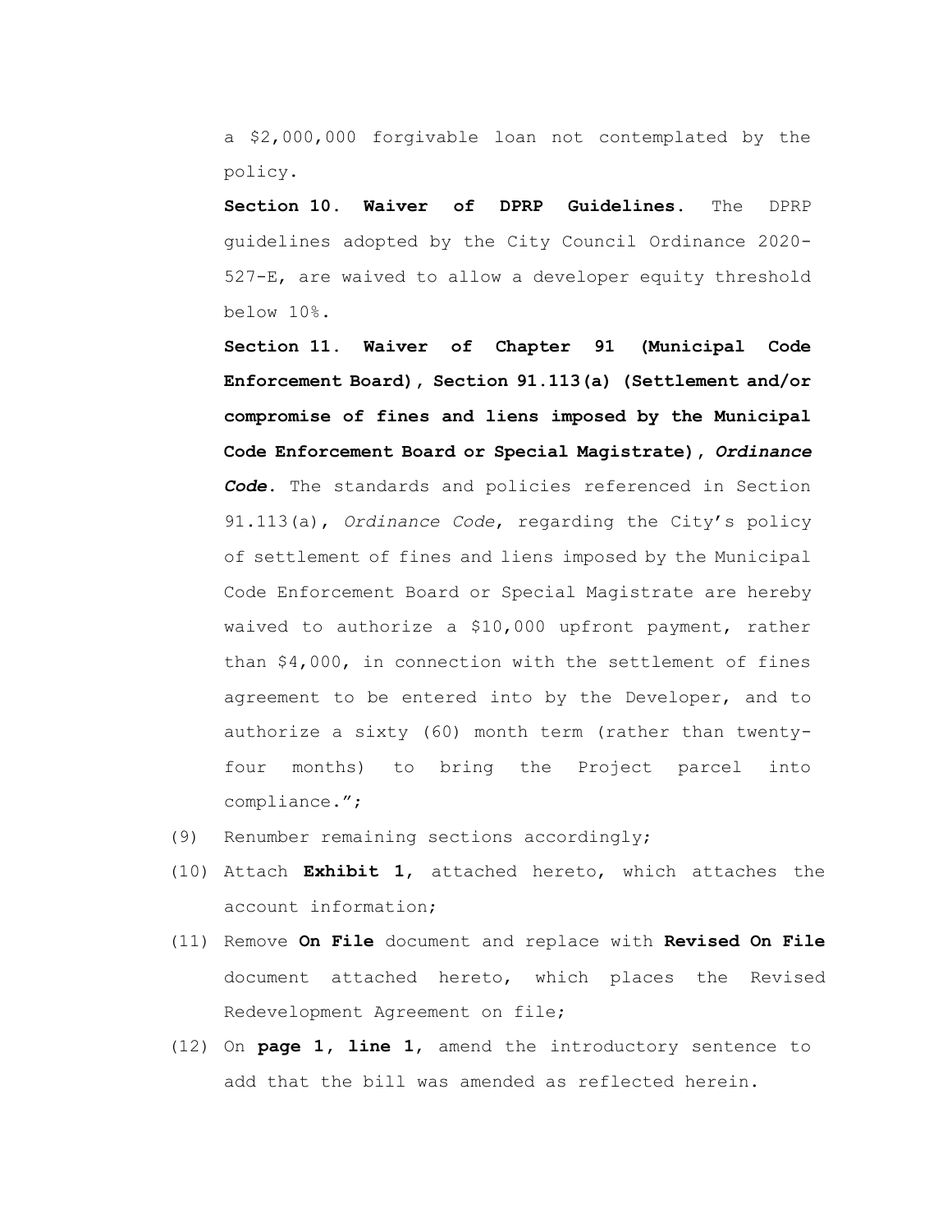a $2,000,000 forgivable loan not contemplated by the policy.

**Section 10. Waiver of DPRP Guidelines.** The DPRP guidelines adopted by the City Council Ordinance 2020-527-E, are waived to allow a developer equity threshold below 10%.

**Section 11. Waiver of Chapter 91 (Municipal Code Enforcement Board), Section 91.113(a) (Settlement and/or compromise of fines and liens imposed by the Municipal Code Enforcement Board or Special Magistrate), *Ordinance Code*.** The standards and policies referenced in Section 91.113(a), *Ordinance Code*, regarding the City's policy of settlement of fines and liens imposed by the Municipal Code Enforcement Board or Special Magistrate are hereby waived to authorize a $10,000 upfront payment, rather than $4,000, in connection with the settlement of fines agreement to be entered into by the Developer, and to authorize a sixty (60) month term (rather than twenty-four months) to bring the Project parcel into compliance.";

(9) Renumber remaining sections accordingly;

(10) Attach **Exhibit 1**, attached hereto, which attaches the account information;

(11) Remove **On File** document and replace with **Revised On File** document attached hereto, which places the Revised Redevelopment Agreement on file;

(12) On **page 1, line 1**, amend the introductory sentence to add that the bill was amended as reflected herein.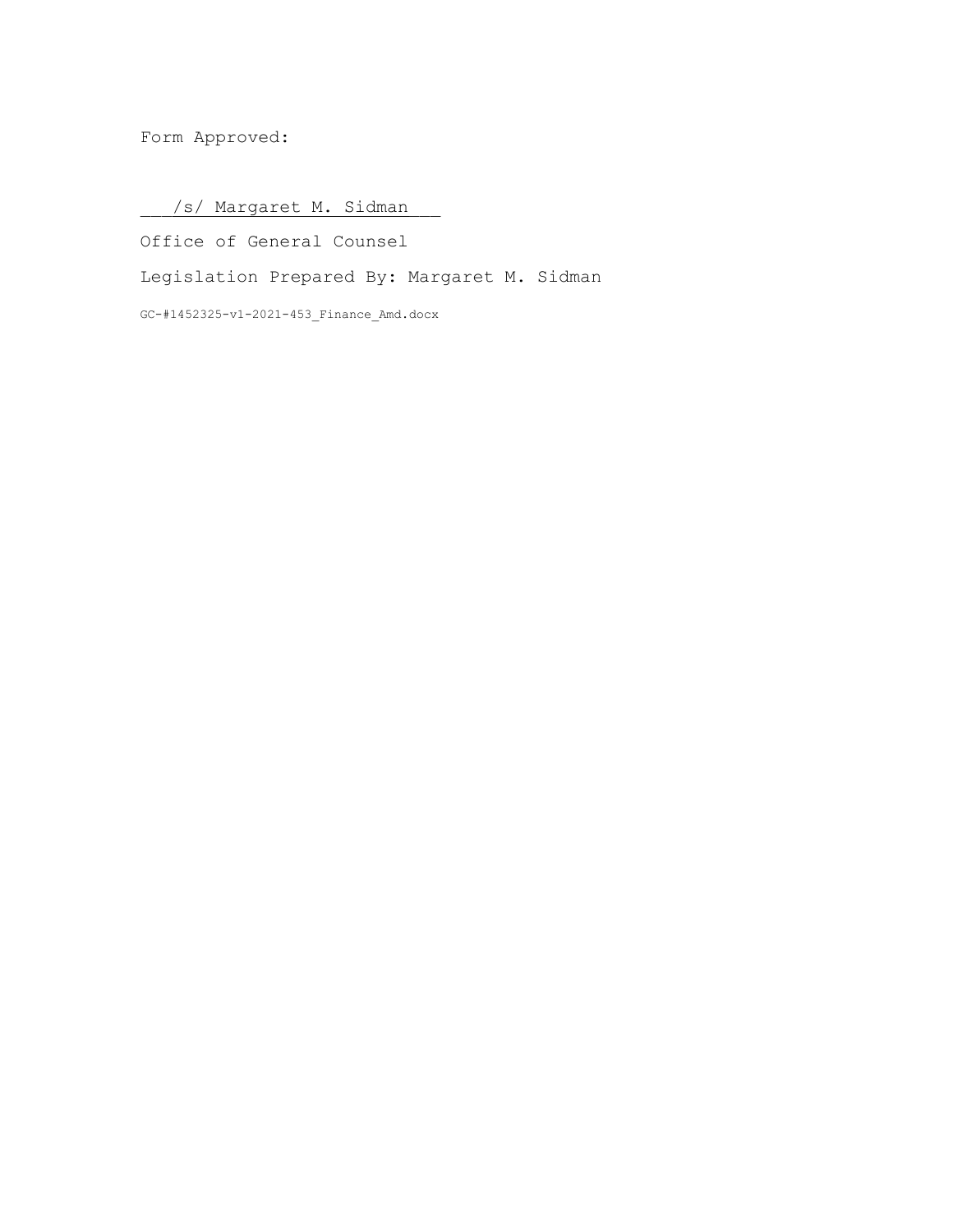Form Approved:

___/s/ Margaret M. Sidman___

Office of General Counsel

Legislation Prepared By: Margaret M. Sidman

GC-#1452325-v1-2021-453_Finance_Amd.docx